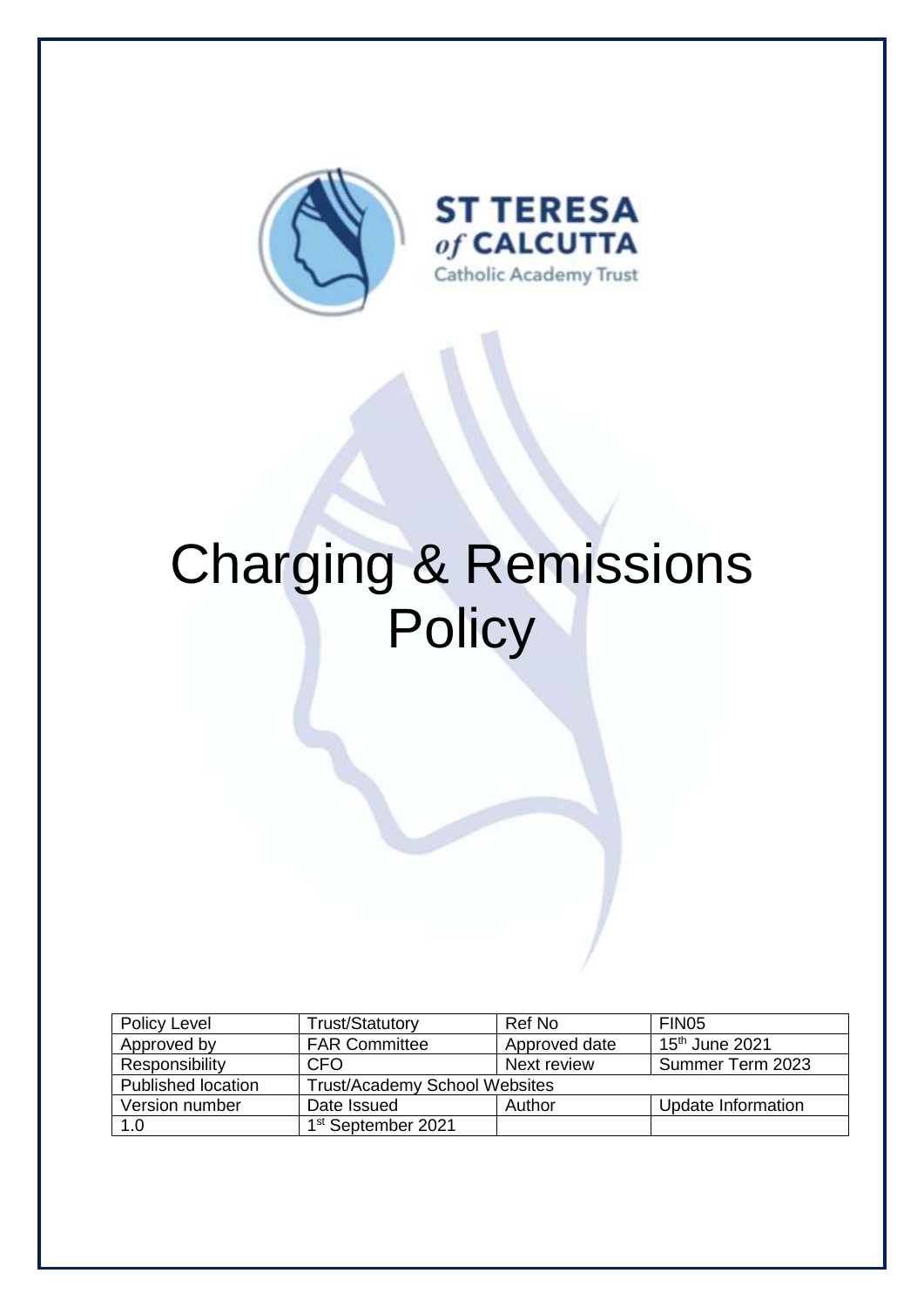ST TERESA *of* CALCUTTA
Catholic Academy Trust

# Charging & Remissions Policy

| Policy Level | Trust/Statutory | Ref No | FIN05 |
|---|---|---|---|
| Approved by | FAR Committee | Approved date | 15th June 2021 |
| Responsibility | CFO | Next review | Summer Term 2023 |
| Published location | Trust/Academy School Websites | | |
| Version number | Date Issued | Author | Update Information |
| 1.0 | 1st September 2021 | | |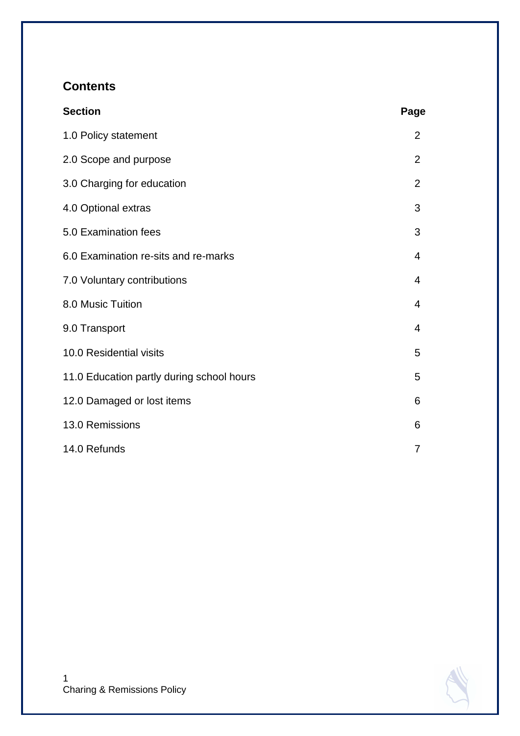## Contents

| Section | Page |
|---|---|
| 1.0 Policy statement | 2 |
| 2.0 Scope and purpose | 2 |
| 3.0 Charging for education | 2 |
| 4.0 Optional extras | 3 |
| 5.0 Examination fees | 3 |
| 6.0 Examination re-sits and re-marks | 4 |
| 7.0 Voluntary contributions | 4 |
| 8.0 Music Tuition | 4 |
| 9.0 Transport | 4 |
| 10.0 Residential visits | 5 |
| 11.0 Education partly during school hours | 5 |
| 12.0 Damaged or lost items | 6 |
| 13.0 Remissions | 6 |
| 14.0 Refunds | 7 |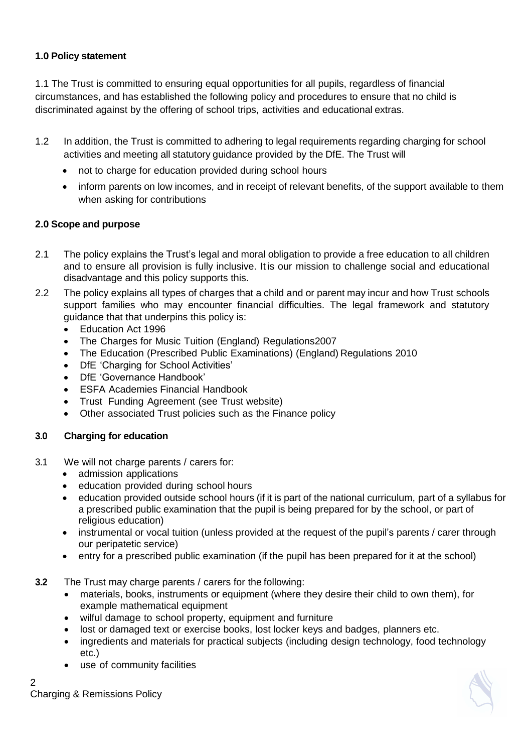**1.0 Policy statement**

1.1 The Trust is committed to ensuring equal opportunities for all pupils, regardless of financial circumstances, and has established the following policy and procedures to ensure that no child is discriminated against by the offering of school trips, activities and educational extras.

1.2 In addition, the Trust is committed to adhering to legal requirements regarding charging for school activities and meeting all statutory guidance provided by the DfE. The Trust will

- not to charge for education provided during school hours
- inform parents on low incomes, and in receipt of relevant benefits, of the support available to them when asking for contributions

**2.0 Scope and purpose**

2.1 The policy explains the Trust's legal and moral obligation to provide a free education to all children and to ensure all provision is fully inclusive. It is our mission to challenge social and educational disadvantage and this policy supports this.

2.2 The policy explains all types of charges that a child and or parent may incur and how Trust schools support families who may encounter financial difficulties. The legal framework and statutory guidance that that underpins this policy is:

- Education Act 1996
- The Charges for Music Tuition (England) Regulations2007
- The Education (Prescribed Public Examinations) (England) Regulations 2010
- DfE 'Charging for School Activities'
- DfE 'Governance Handbook'
- ESFA Academies Financial Handbook
- Trust Funding Agreement (see Trust website)
- Other associated Trust policies such as the Finance policy

**3.0 Charging for education**

3.1 We will not charge parents / carers for:

- admission applications
- education provided during school hours
- education provided outside school hours (if it is part of the national curriculum, part of a syllabus for a prescribed public examination that the pupil is being prepared for by the school, or part of religious education)
- instrumental or vocal tuition (unless provided at the request of the pupil's parents / carer through our peripatetic service)
- entry for a prescribed public examination (if the pupil has been prepared for it at the school)

**3.2** The Trust may charge parents / carers for the following:

- materials, books, instruments or equipment (where they desire their child to own them), for example mathematical equipment
- wilful damage to school property, equipment and furniture
- lost or damaged text or exercise books, lost locker keys and badges, planners etc.
- ingredients and materials for practical subjects (including design technology, food technology etc.)
- use of community facilities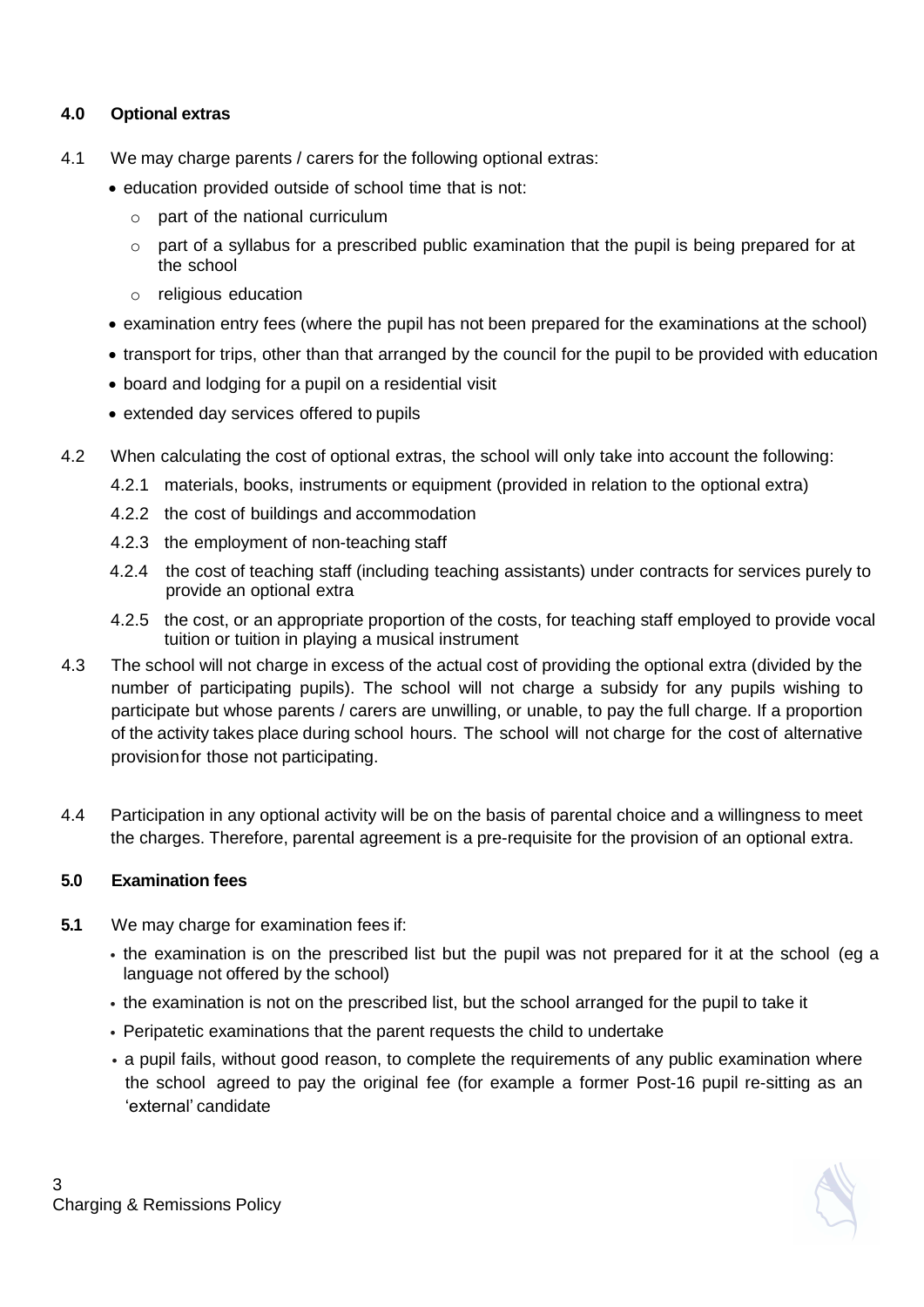## 4.0 Optional extras

4.1 We may charge parents / carers for the following optional extras:

- education provided outside of school time that is not:
  - part of the national curriculum
  - part of a syllabus for a prescribed public examination that the pupil is being prepared for at the school
  - religious education
- examination entry fees (where the pupil has not been prepared for the examinations at the school)
- transport for trips, other than that arranged by the council for the pupil to be provided with education
- board and lodging for a pupil on a residential visit
- extended day services offered to pupils

4.2 When calculating the cost of optional extras, the school will only take into account the following:

4.2.1 materials, books, instruments or equipment (provided in relation to the optional extra)

4.2.2 the cost of buildings and accommodation

4.2.3 the employment of non-teaching staff

4.2.4 the cost of teaching staff (including teaching assistants) under contracts for services purely to provide an optional extra

4.2.5 the cost, or an appropriate proportion of the costs, for teaching staff employed to provide vocal tuition or tuition in playing a musical instrument

4.3 The school will not charge in excess of the actual cost of providing the optional extra (divided by the number of participating pupils). The school will not charge a subsidy for any pupils wishing to participate but whose parents / carers are unwilling, or unable, to pay the full charge. If a proportion of the activity takes place during school hours. The school will not charge for the cost of alternative provisionfor those not participating.

4.4 Participation in any optional activity will be on the basis of parental choice and a willingness to meet the charges. Therefore, parental agreement is a pre-requisite for the provision of an optional extra.

## 5.0 Examination fees

**5.1** We may charge for examination fees if:

- the examination is on the prescribed list but the pupil was not prepared for it at the school (eg a language not offered by the school)
- the examination is not on the prescribed list, but the school arranged for the pupil to take it
- Peripatetic examinations that the parent requests the child to undertake
- a pupil fails, without good reason, to complete the requirements of any public examination where the school agreed to pay the original fee (for example a former Post-16 pupil re-sitting as an 'external' candidate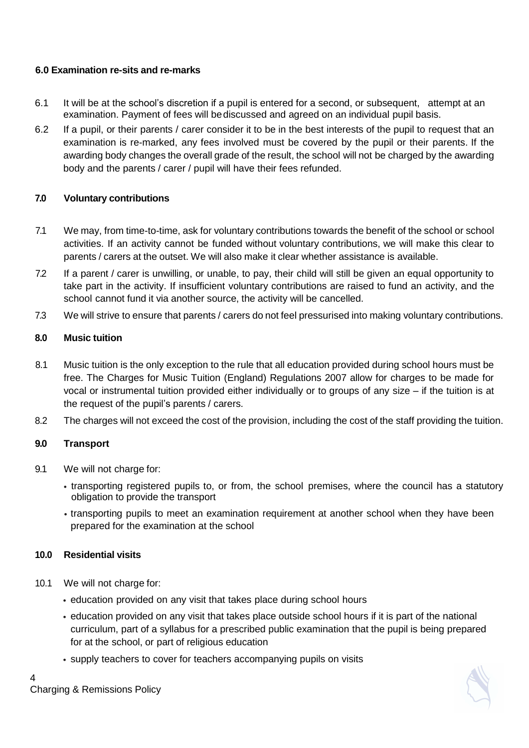#### 6.0 Examination re-sits and re-marks

6.1 It will be at the school's discretion if a pupil is entered for a second, or subsequent, attempt at an examination. Payment of fees will be discussed and agreed on an individual pupil basis.

6.2 If a pupil, or their parents / carer consider it to be in the best interests of the pupil to request that an examination is re-marked, any fees involved must be covered by the pupil or their parents. If the awarding body changes the overall grade of the result, the school will not be charged by the awarding body and the parents / carer / pupil will have their fees refunded.

#### 7.0 Voluntary contributions

7.1 We may, from time-to-time, ask for voluntary contributions towards the benefit of the school or school activities. If an activity cannot be funded without voluntary contributions, we will make this clear to parents / carers at the outset. We will also make it clear whether assistance is available.

7.2 If a parent / carer is unwilling, or unable, to pay, their child will still be given an equal opportunity to take part in the activity. If insufficient voluntary contributions are raised to fund an activity, and the school cannot fund it via another source, the activity will be cancelled.

7.3 We will strive to ensure that parents / carers do not feel pressurised into making voluntary contributions.

#### 8.0 Music tuition

8.1 Music tuition is the only exception to the rule that all education provided during school hours must be free. The Charges for Music Tuition (England) Regulations 2007 allow for charges to be made for vocal or instrumental tuition provided either individually or to groups of any size – if the tuition is at the request of the pupil's parents / carers.

8.2 The charges will not exceed the cost of the provision, including the cost of the staff providing the tuition.

#### 9.0 Transport

9.1 We will not charge for:

- transporting registered pupils to, or from, the school premises, where the council has a statutory obligation to provide the transport
- transporting pupils to meet an examination requirement at another school when they have been prepared for the examination at the school

#### 10.0 Residential visits

10.1 We will not charge for:

- education provided on any visit that takes place during school hours
- education provided on any visit that takes place outside school hours if it is part of the national curriculum, part of a syllabus for a prescribed public examination that the pupil is being prepared for at the school, or part of religious education
- supply teachers to cover for teachers accompanying pupils on visits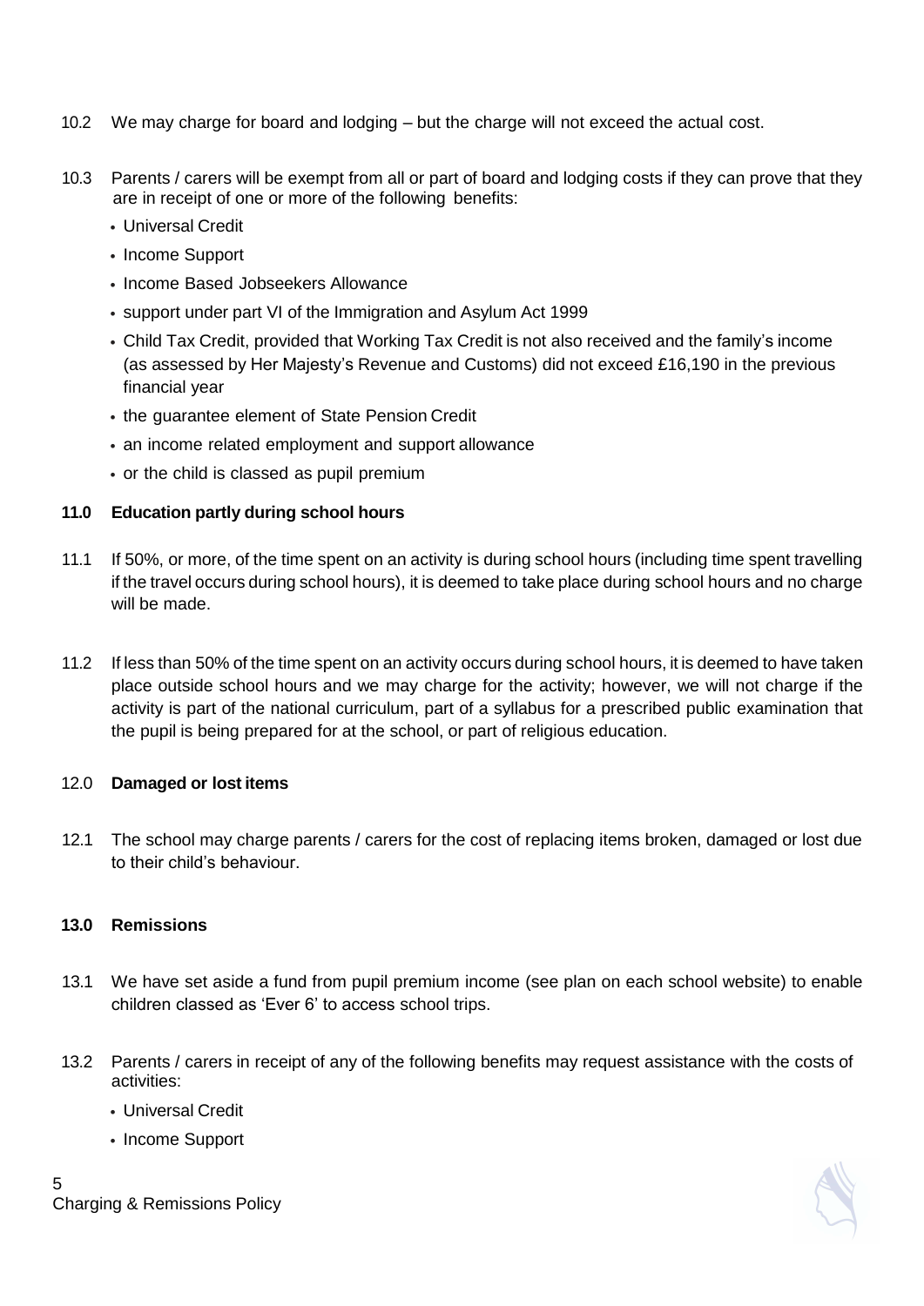10.2 We may charge for board and lodging – but the charge will not exceed the actual cost.

10.3 Parents / carers will be exempt from all or part of board and lodging costs if they can prove that they are in receipt of one or more of the following benefits:

- Universal Credit
- Income Support
- Income Based Jobseekers Allowance
- support under part VI of the Immigration and Asylum Act 1999
- Child Tax Credit, provided that Working Tax Credit is not also received and the family's income (as assessed by Her Majesty's Revenue and Customs) did not exceed £16,190 in the previous financial year
- the guarantee element of State Pension Credit
- an income related employment and support allowance
- or the child is classed as pupil premium

## 11.0 Education partly during school hours

11.1 If 50%, or more, of the time spent on an activity is during school hours (including time spent travelling if the travel occurs during school hours), it is deemed to take place during school hours and no charge will be made.

11.2 If less than 50% of the time spent on an activity occurs during school hours, it is deemed to have taken place outside school hours and we may charge for the activity; however, we will not charge if the activity is part of the national curriculum, part of a syllabus for a prescribed public examination that the pupil is being prepared for at the school, or part of religious education.

## 12.0 Damaged or lost items

12.1 The school may charge parents / carers for the cost of replacing items broken, damaged or lost due to their child's behaviour.

## 13.0 Remissions

13.1 We have set aside a fund from pupil premium income (see plan on each school website) to enable children classed as 'Ever 6' to access school trips.

13.2 Parents / carers in receipt of any of the following benefits may request assistance with the costs of activities:

- Universal Credit
- Income Support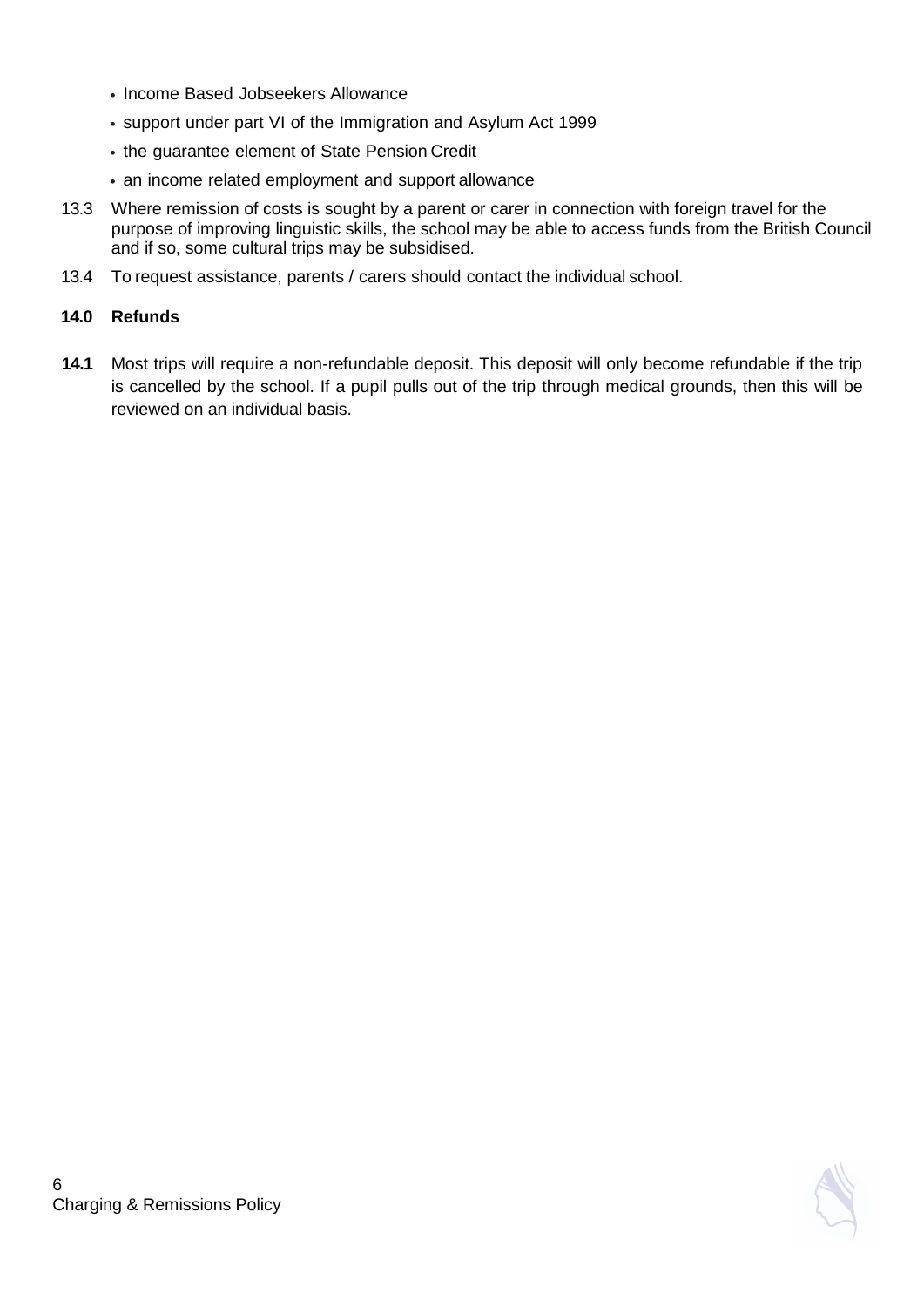- Income Based Jobseekers Allowance
- support under part VI of the Immigration and Asylum Act 1999
- the guarantee element of State Pension Credit
- an income related employment and support allowance

13.3 Where remission of costs is sought by a parent or carer in connection with foreign travel for the purpose of improving linguistic skills, the school may be able to access funds from the British Council and if so, some cultural trips may be subsidised.

13.4 To request assistance, parents / carers should contact the individual school.

**14.0 Refunds**

**14.1** Most trips will require a non-refundable deposit. This deposit will only become refundable if the trip is cancelled by the school. If a pupil pulls out of the trip through medical grounds, then this will be reviewed on an individual basis.